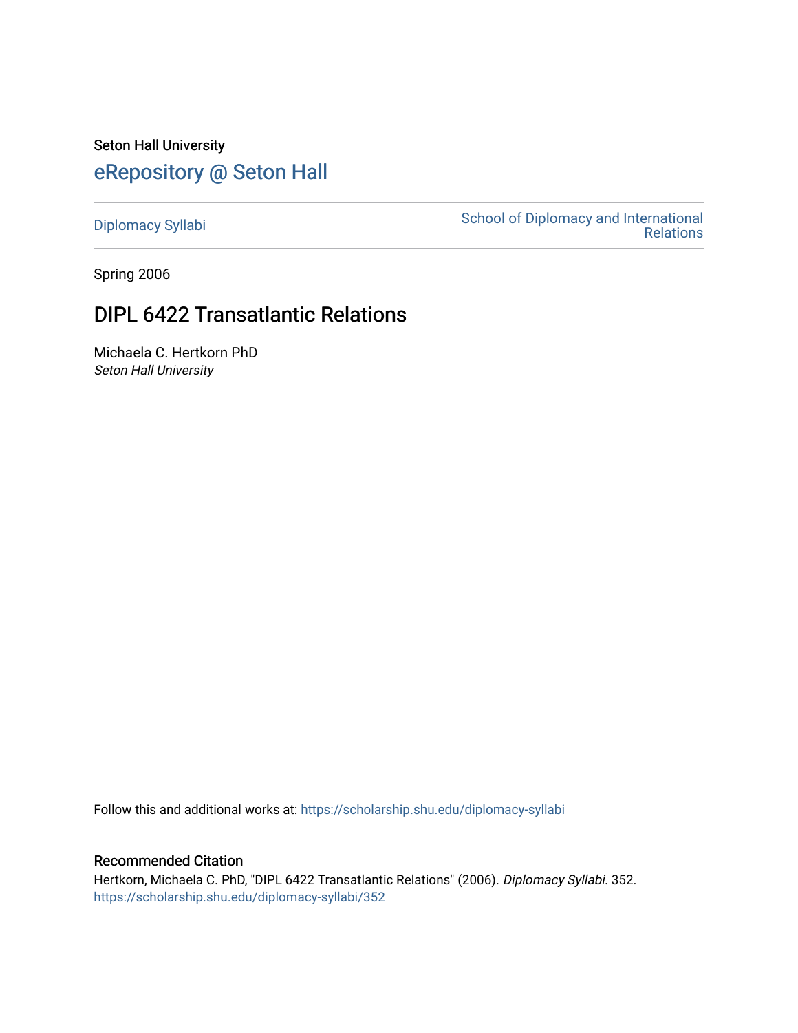Seton Hall University

# eRepository @ Seton Hall

Diplomacy Syllabi | School of Diplomacy and International Relations

Spring 2006

## DIPL 6422 Transatlantic Relations

Michaela C. Hertkorn PhD
*Seton Hall University*

Follow this and additional works at: https://scholarship.shu.edu/diplomacy-syllabi

### Recommended Citation

Hertkorn, Michaela C. PhD, "DIPL 6422 Transatlantic Relations" (2006). *Diplomacy Syllabi*. 352.
https://scholarship.shu.edu/diplomacy-syllabi/352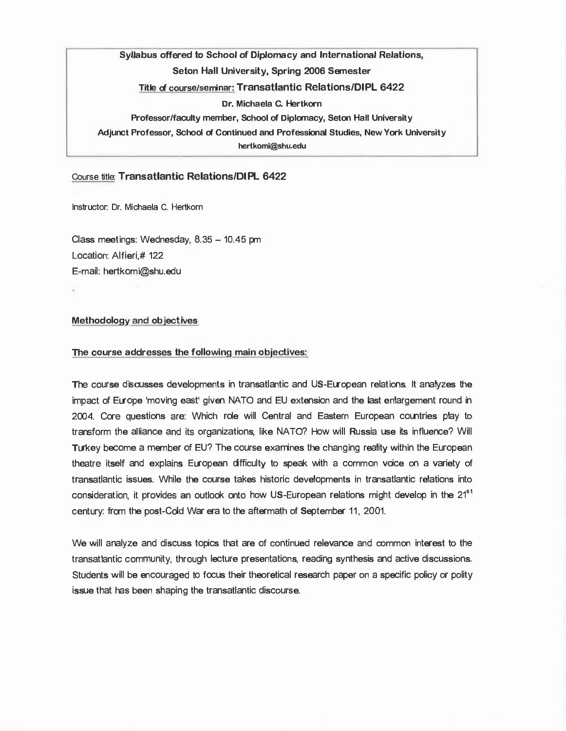**Syllabus offered to School of Diplomacy and International Relations,**
**Seton Hall University, Spring 2006 Semester**
**Title of course/seminar: Transatlantic Relations/DIPL 6422**
**Dr. Michaela C. Hertkorn**
**Professor/faculty member, School of Diplomacy, Seton Hall University**
**Adjunct Professor, School of Continued and Professional Studies, New York University**
**hertkomi@shu.edu**

Course title: **Transatlantic Relations/DIPL 6422**

Instructor: Dr. Michaela C. Hertkorn

Class meetings: Wednesday, 8.35 – 10.45 pm
Location: Alfieri,# 122
E-mail: hertkomi@shu.edu

## Methodology and objectives

### The course addresses the following main objectives:

The course discusses developments in transatlantic and US-European relations. It analyzes the impact of Europe 'moving east' given NATO and EU extension and the last enlargement round in 2004. Core questions are: Which role will Central and Eastern European countries play to transform the alliance and its organizations, like NATO? How will Russia use its influence? Will Turkey become a member of EU? The course examines the changing reality within the European theatre itself and explains European difficulty to speak with a common voice on a variety of transatlantic issues. While the course takes historic developments in transatlantic relations into consideration, it provides an outlook onto how US-European relations might develop in the 21st century: from the post-Cold War era to the aftermath of September 11, 2001.

We will analyze and discuss topics that are of continued relevance and common interest to the transatlantic community, through lecture presentations, reading synthesis and active discussions. Students will be encouraged to focus their theoretical research paper on a specific policy or polity issue that has been shaping the transatlantic discourse.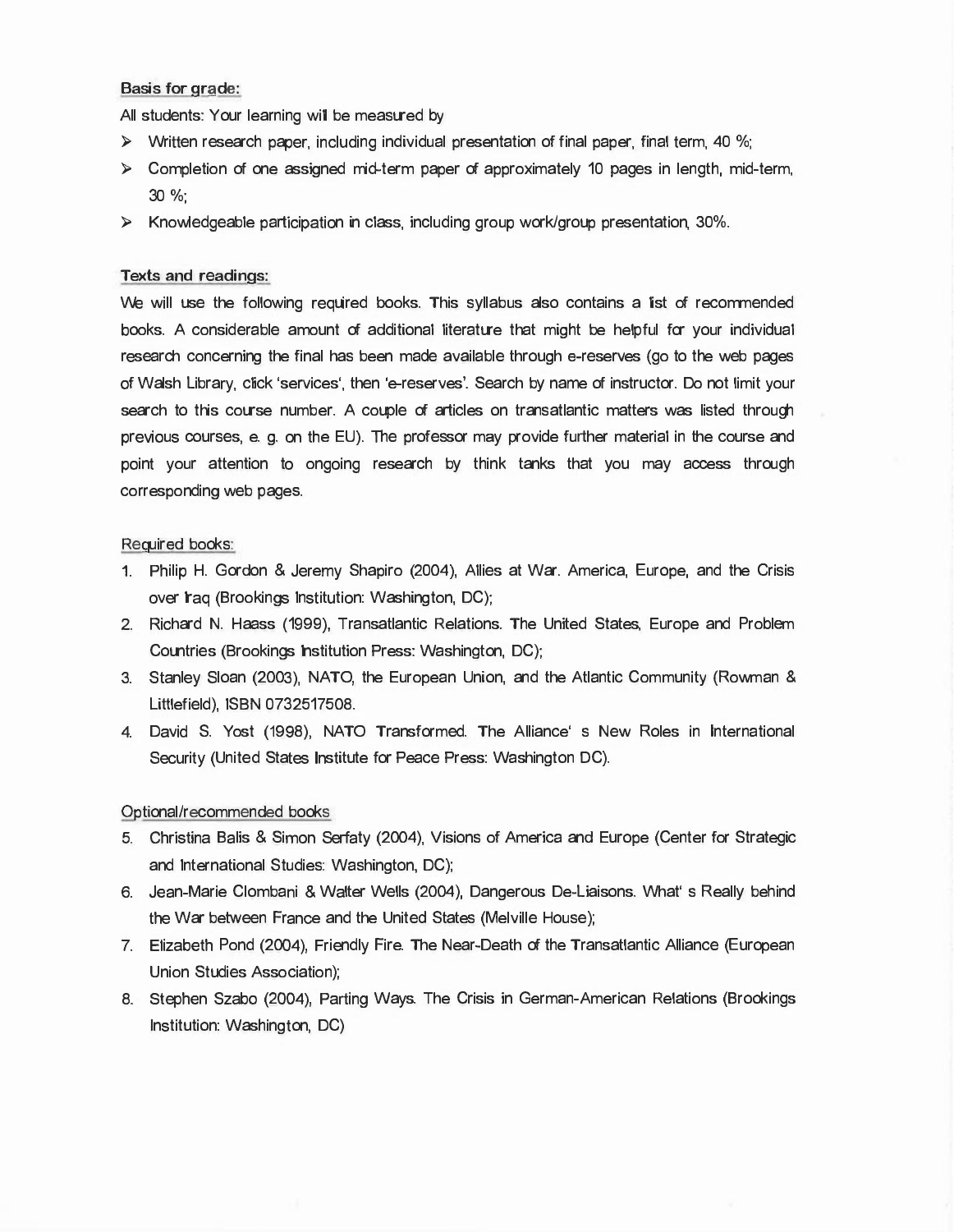**Basis for grade:**

All students: Your learning will be measured by

- Written research paper, including individual presentation of final paper, final term, 40 %;
- Completion of one assigned mid-term paper of approximately 10 pages in length, mid-term, 30 %;
- Knowledgeable participation in class, including group work/group presentation, 30%.

**Texts and readings:**

We will use the following required books. This syllabus also contains a list of recommended books. A considerable amount of additional literature that might be helpful for your individual research concerning the final has been made available through e-reserves (go to the web pages of Walsh Library, click 'services', then 'e-reserves'. Search by name of instructor. Do not limit your search to this course number. A couple of articles on transatlantic matters was listed through previous courses, e. g. on the EU). The professor may provide further material in the course and point your attention to ongoing research by think tanks that you may access through corresponding web pages.

Required books:

1. Philip H. Gordon & Jeremy Shapiro (2004), Allies at War. America, Europe, and the Crisis over Iraq (Brookings Institution: Washington, DC);
2. Richard N. Haass (1999), Transatlantic Relations. The United States, Europe and Problem Countries (Brookings Institution Press: Washington, DC);
3. Stanley Sloan (2003), NATO, the European Union, and the Atlantic Community (Rowman & Littlefield), ISBN 0732517508.
4. David S. Yost (1998), NATO Transformed. The Alliance' s New Roles in International Security (United States Institute for Peace Press: Washington DC).

Optional/recommended books

5. Christina Balis & Simon Serfaty (2004), Visions of America and Europe (Center for Strategic and International Studies: Washington, DC);
6. Jean-Marie Clombani & Walter Wells (2004), Dangerous De-Liaisons. What' s Really behind the War between France and the United States (Melville House);
7. Elizabeth Pond (2004), Friendly Fire. The Near-Death of the Transatlantic Alliance (European Union Studies Association);
8. Stephen Szabo (2004), Parting Ways. The Crisis in German-American Relations (Brookings Institution: Washington, DC)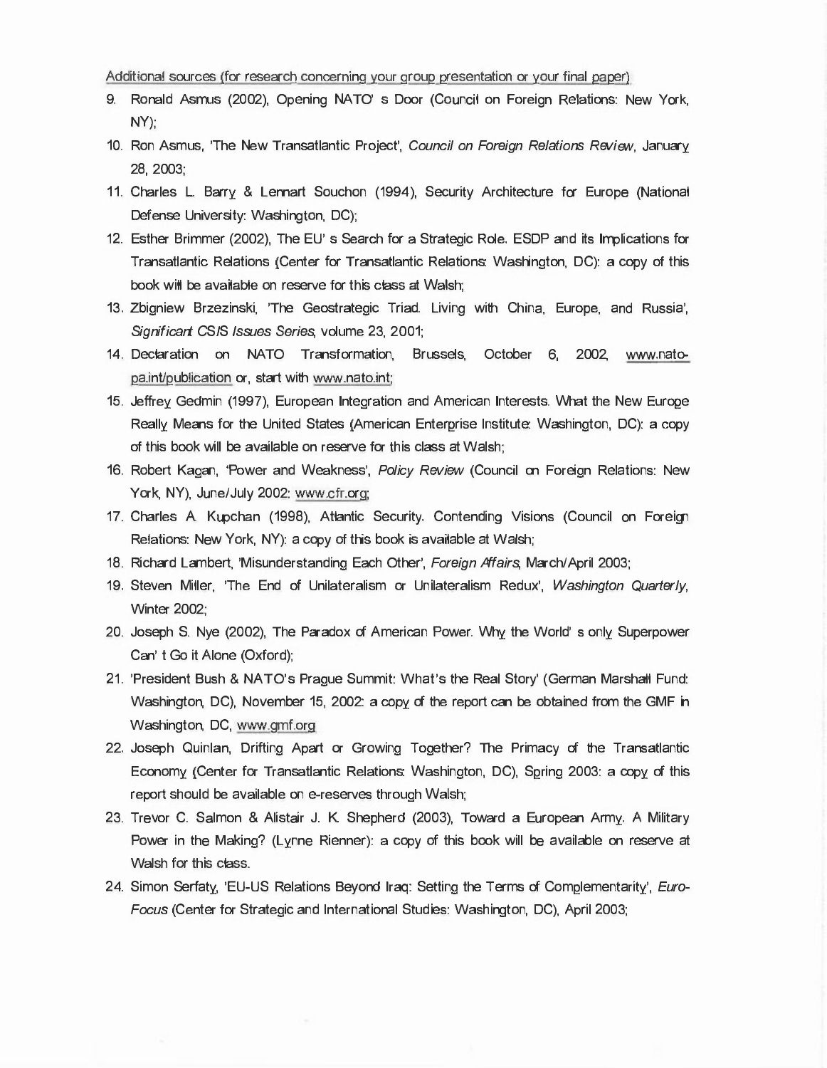Additional sources (for research concerning your group presentation or your final paper)

9. Ronald Asmus (2002), Opening NATO' s Door (Council on Foreign Relations: New York, NY);
10. Ron Asmus, 'The New Transatlantic Project', *Council on Foreign Relations Review*, January 28, 2003;
11. Charles L. Barry & Lennart Souchon (1994), Security Architecture for Europe (National Defense University: Washington, DC);
12. Esther Brimmer (2002), The EU' s Search for a Strategic Role. ESDP and its Implications for Transatlantic Relations (Center for Transatlantic Relations: Washington, DC): a copy of this book will be available on reserve for this class at Walsh;
13. Zbigniew Brzezinski, 'The Geostrategic Triad. Living with China, Europe, and Russia', *Significant CSIS Issues Series*, volume 23, 2001;
14. Declaration on NATO Transformation, Brussels, October 6, 2002, www.nato-pa.int/publication or, start with www.nato.int;
15. Jeffrey Gedmin (1997), European Integration and American Interests. What the New Europe Really Means for the United States (American Enterprise Institute: Washington, DC): a copy of this book will be available on reserve for this class at Walsh;
16. Robert Kagan, 'Power and Weakness', *Policy Review* (Council on Foreign Relations: New York, NY), June/July 2002: www.cfr.org;
17. Charles A. Kupchan (1998), Atlantic Security. Contending Visions (Council on Foreign Relations: New York, NY): a copy of this book is available at Walsh;
18. Richard Lambert, 'Misunderstanding Each Other', *Foreign Affairs*, March/April 2003;
19. Steven Miller, 'The End of Unilateralism or Unilateralism Redux', *Washington Quarterly*, Winter 2002;
20. Joseph S. Nye (2002), The Paradox of American Power. Why the World' s only Superpower Can' t Go it Alone (Oxford);
21. 'President Bush & NATO's Prague Summit: What's the Real Story' (German Marshall Fund: Washington, DC), November 15, 2002: a copy of the report can be obtained from the GMF in Washington, DC, www.gmf.org
22. Joseph Quinlan, Drifting Apart or Growing Together? The Primacy of the Transatlantic Economy (Center for Transatlantic Relations: Washington, DC), Spring 2003: a copy of this report should be available on e-reserves through Walsh;
23. Trevor C. Salmon & Alistair J. K. Shepherd (2003), Toward a European Army. A Military Power in the Making? (Lynne Rienner): a copy of this book will be available on reserve at Walsh for this class.
24. Simon Serfaty, 'EU-US Relations Beyond Iraq: Setting the Terms of Complementarity', *Euro-Focus* (Center for Strategic and International Studies: Washington, DC), April 2003;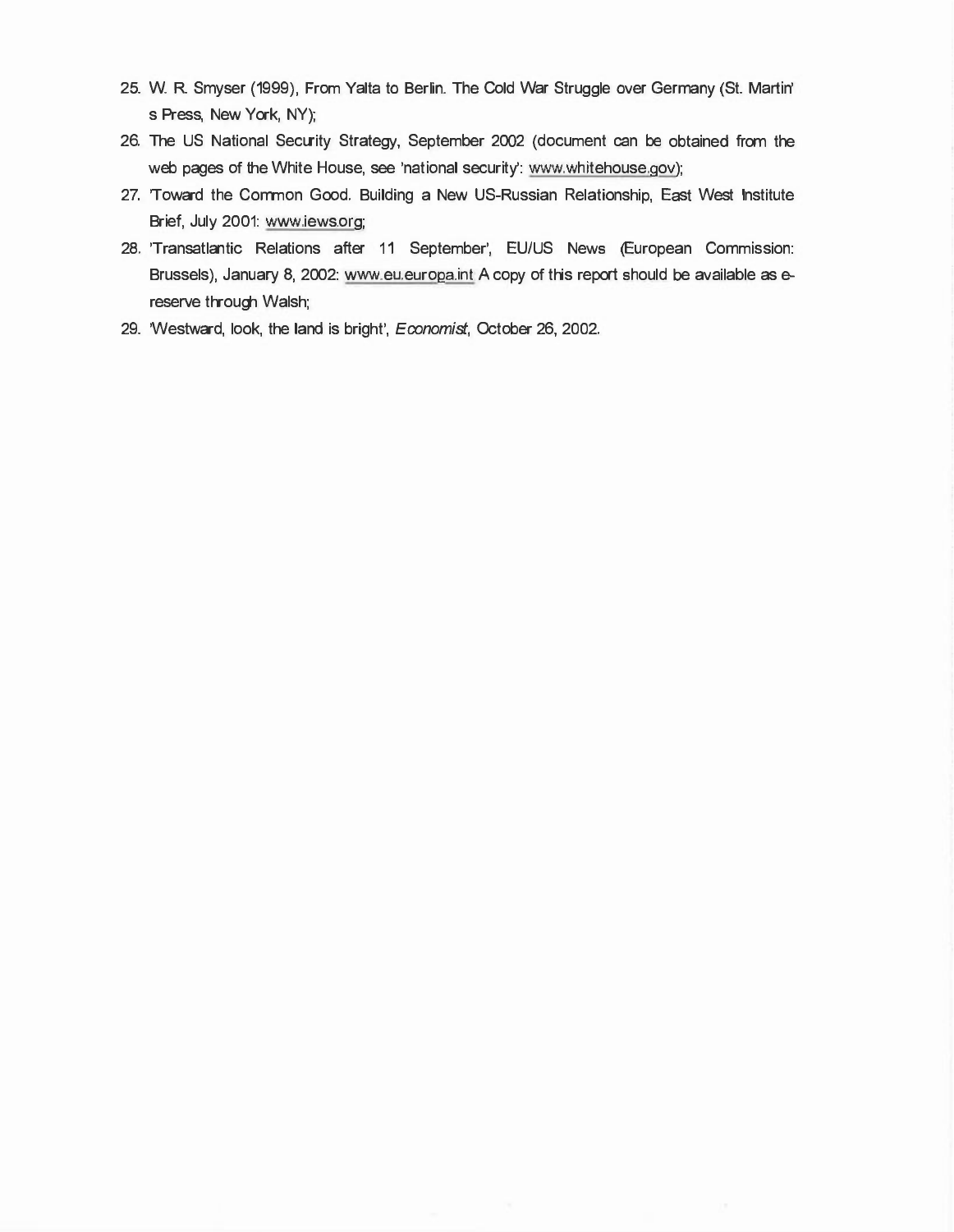25. W. R. Smyser (1999), From Yalta to Berlin. The Cold War Struggle over Germany (St. Martin's Press, New York, NY);
26. The US National Security Strategy, September 2002 (document can be obtained from the web pages of the White House, see 'national security': www.whitehouse.gov);
27. 'Toward the Common Good. Building a New US-Russian Relationship, East West Institute Brief, July 2001: www.iews.org;
28. 'Transatlantic Relations after 11 September', EU/US News (European Commission: Brussels), January 8, 2002: www.eu.europa.int A copy of this report should be available as e-reserve through Walsh;
29. 'Westward, look, the land is bright', *Economist*, October 26, 2002.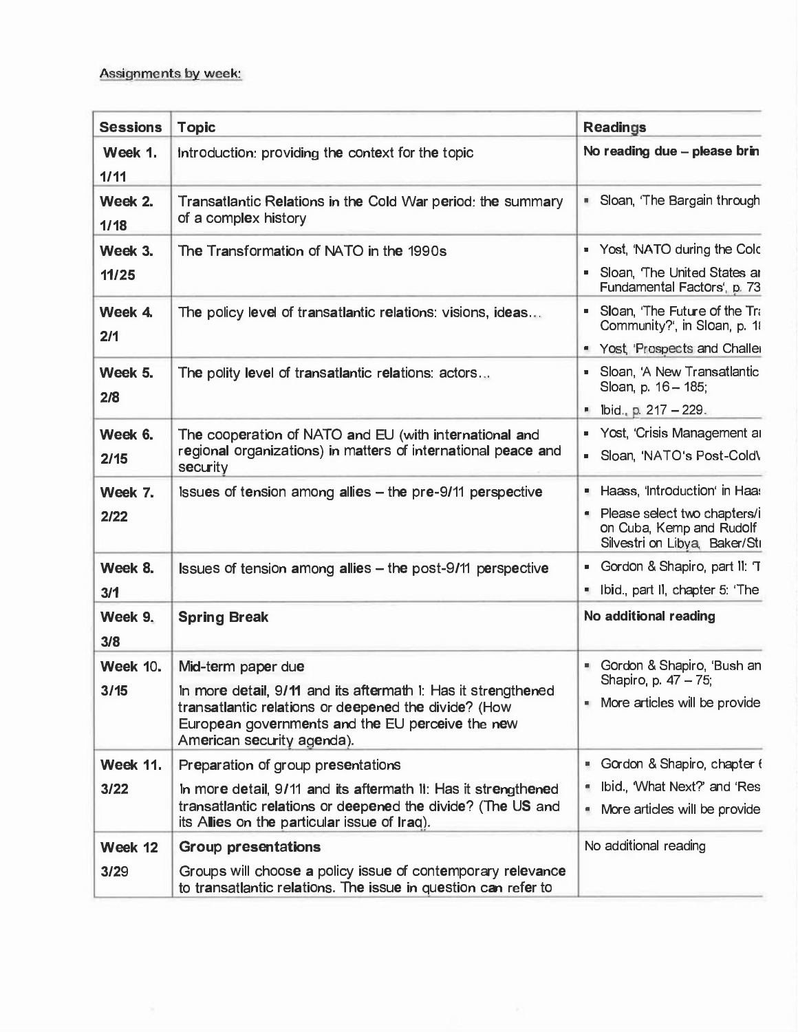Assignments by week:

| Sessions | Topic | Readings |
|---|---|---|
| Week 1. 1/11 | Introduction: providing the context for the topic | **No reading due – please brin** |
| Week 2. 1/18 | Transatlantic Relations in the Cold War period: the summary of a complex history | ▪ Sloan, 'The Bargain through |
| Week 3. 11/25 | The Transformation of NATO in the 1990s | ▪ Yost, 'NATO during the Colc<br>▪ Sloan, 'The United States ar Fundamental Factors', p. 73 |
| Week 4. 2/1 | The policy level of transatlantic relations: visions, ideas… | ▪ Sloan, 'The Future of the Tr Community?', in Sloan, p. 1<br>▪ Yost, 'Prospects and Challe |
| Week 5. 2/8 | The polity level of transatlantic relations: actors… | ▪ Sloan, 'A New Transatlantic Sloan, p. 16 – 185;<br>▪ Ibid., p. 217 – 229. |
| Week 6. 2/15 | The cooperation of NATO and EU (with international and regional organizations) in matters of international peace and security | ▪ Yost, 'Crisis Management ar<br>▪ Sloan, 'NATO's Post-Cold\ |
| Week 7. 2/22 | Issues of tension among allies – the pre-9/11 perspective | ▪ Haass, 'Introduction' in Haa<br>▪ Please select two chapters/i on Cuba, Kemp and Rudolf Silvestri on Libya, Baker/St |
| Week 8. 3/1 | Issues of tension among allies – the post-9/11 perspective | ▪ Gordon & Shapiro, part II: 'T<br>▪ Ibid., part II, chapter 5: 'The |
| Week 9. 3/8 | **Spring Break** | **No additional reading** |
| Week 10. 3/15 | Mid-term paper due<br>In more detail, 9/11 and its aftermath I: Has it strengthened transatlantic relations or deepened the divide? (How European governments and the EU perceive the new American security agenda). | ▪ Gordon & Shapiro, 'Bush an Shapiro, p. 47 – 75;<br>▪ More articles will be provide |
| Week 11. 3/22 | Preparation of group presentations<br>In more detail, 9/11 and its aftermath II: Has it strengthened transatlantic relations or deepened the divide? (The US and its Allies on the particular issue of Iraq). | ▪ Gordon & Shapiro, chapter 6<br>▪ Ibid., 'What Next?' and 'Res<br>▪ More articles will be provide |
| Week 12 3/29 | **Group presentations**<br>Groups will choose a policy issue of contemporary relevance to transatlantic relations. The issue in question can refer to | No additional reading |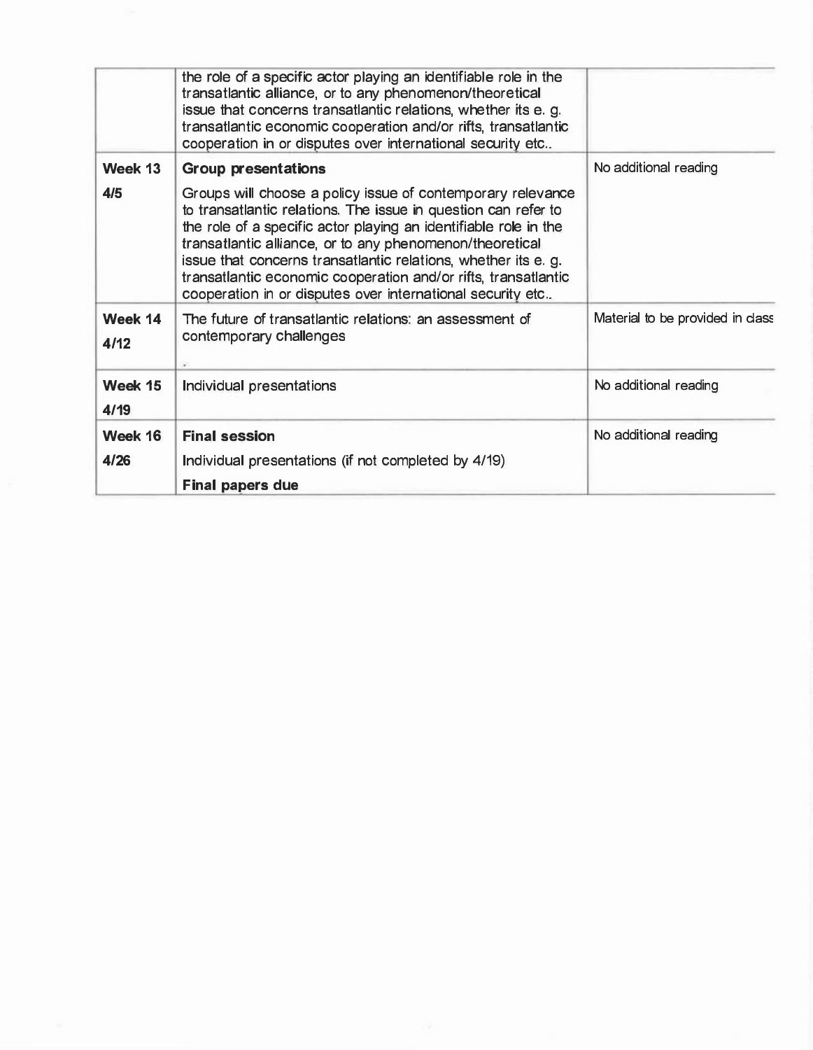| | | |
|---|---|---|
| | the role of a specific actor playing an identifiable role in the transatlantic alliance, or to any phenomenon/theoretical issue that concerns transatlantic relations, whether its e. g. transatlantic economic cooperation and/or rifts, transatlantic cooperation in or disputes over international security etc.. | |
| **Week 13** **4/5** | **Group presentations** Groups will choose a policy issue of contemporary relevance to transatlantic relations. The issue in question can refer to the role of a specific actor playing an identifiable role in the transatlantic alliance, or to any phenomenon/theoretical issue that concerns transatlantic relations, whether its e. g. transatlantic economic cooperation and/or rifts, transatlantic cooperation in or disputes over international security etc.. | No additional reading |
| **Week 14** **4/12** | The future of transatlantic relations: an assessment of contemporary challenges | Material to be provided in class |
| **Week 15** **4/19** | Individual presentations | No additional reading |
| **Week 16** **4/26** | **Final session** Individual presentations (if not completed by 4/19) **Final papers due** | No additional reading |